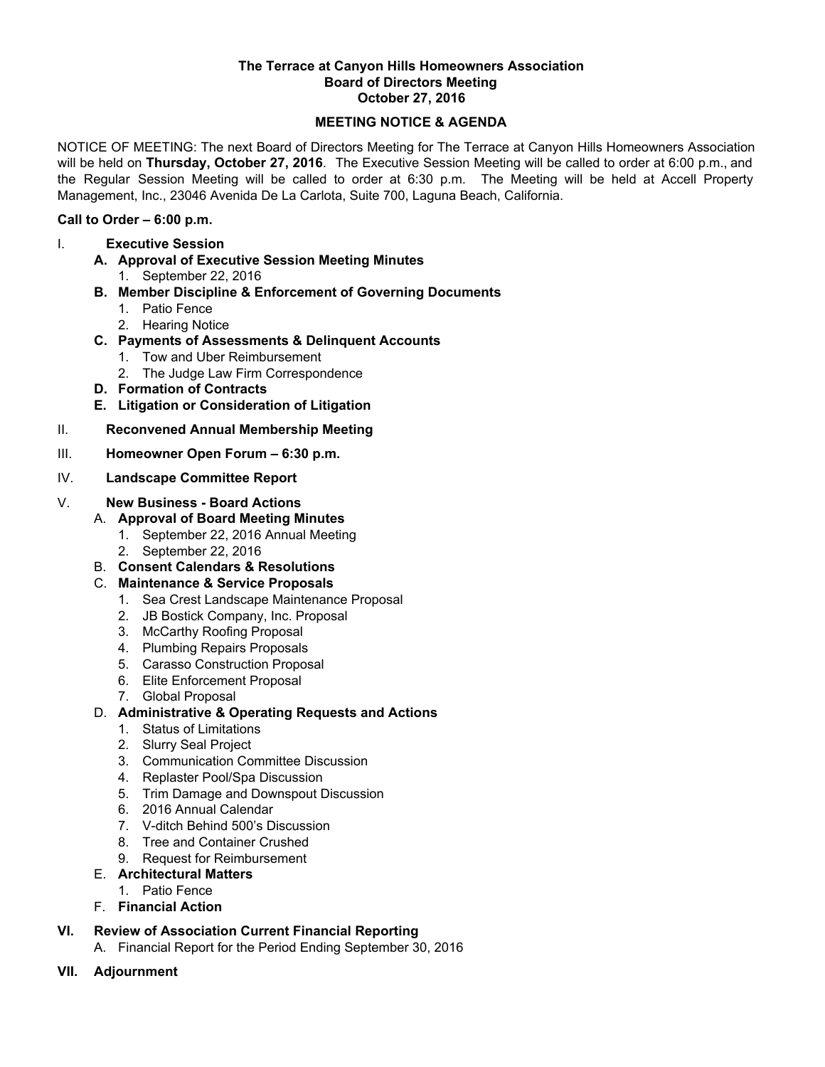**The Terrace at Canyon Hills Homeowners Association**
**Board of Directors Meeting**
**October 27, 2016**

**MEETING NOTICE & AGENDA**

NOTICE OF MEETING: The next Board of Directors Meeting for The Terrace at Canyon Hills Homeowners Association will be held on **Thursday, October 27, 2016**. The Executive Session Meeting will be called to order at 6:00 p.m., and the Regular Session Meeting will be called to order at 6:30 p.m. The Meeting will be held at Accell Property Management, Inc., 23046 Avenida De La Carlota, Suite 700, Laguna Beach, California.

**Call to Order – 6:00 p.m.**

I. **Executive Session**
   - **A. Approval of Executive Session Meeting Minutes**
     1. September 22, 2016
   - **B. Member Discipline & Enforcement of Governing Documents**
     1. Patio Fence
     2. Hearing Notice
   - **C. Payments of Assessments & Delinquent Accounts**
     1. Tow and Uber Reimbursement
     2. The Judge Law Firm Correspondence
   - **D. Formation of Contracts**
   - **E. Litigation or Consideration of Litigation**

II. **Reconvened Annual Membership Meeting**

III. **Homeowner Open Forum – 6:30 p.m.**

IV. **Landscape Committee Report**

V. **New Business - Board Actions**
   - A. **Approval of Board Meeting Minutes**
     1. September 22, 2016 Annual Meeting
     2. September 22, 2016
   - B. **Consent Calendars & Resolutions**
   - C. **Maintenance & Service Proposals**
     1. Sea Crest Landscape Maintenance Proposal
     2. JB Bostick Company, Inc. Proposal
     3. McCarthy Roofing Proposal
     4. Plumbing Repairs Proposals
     5. Carasso Construction Proposal
     6. Elite Enforcement Proposal
     7. Global Proposal
   - D. **Administrative & Operating Requests and Actions**
     1. Status of Limitations
     2. Slurry Seal Project
     3. Communication Committee Discussion
     4. Replaster Pool/Spa Discussion
     5. Trim Damage and Downspout Discussion
     6. 2016 Annual Calendar
     7. V-ditch Behind 500's Discussion
     8. Tree and Container Crushed
     9. Request for Reimbursement
   - E. **Architectural Matters**
     1. Patio Fence
   - F. **Financial Action**

**VI. Review of Association Current Financial Reporting**
   - A. Financial Report for the Period Ending September 30, 2016

**VII. Adjournment**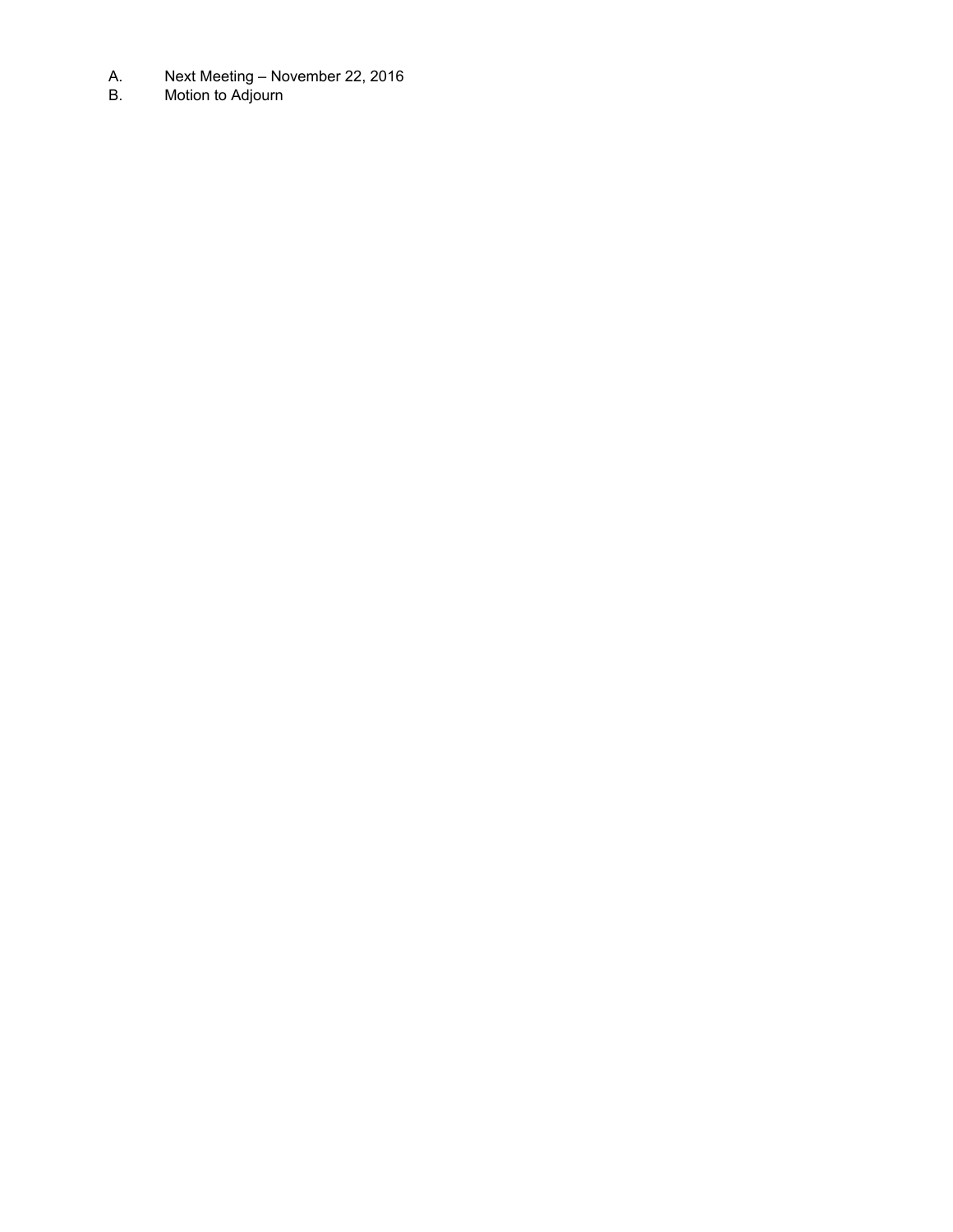A. Next Meeting – November 22, 2016

B. Motion to Adjourn